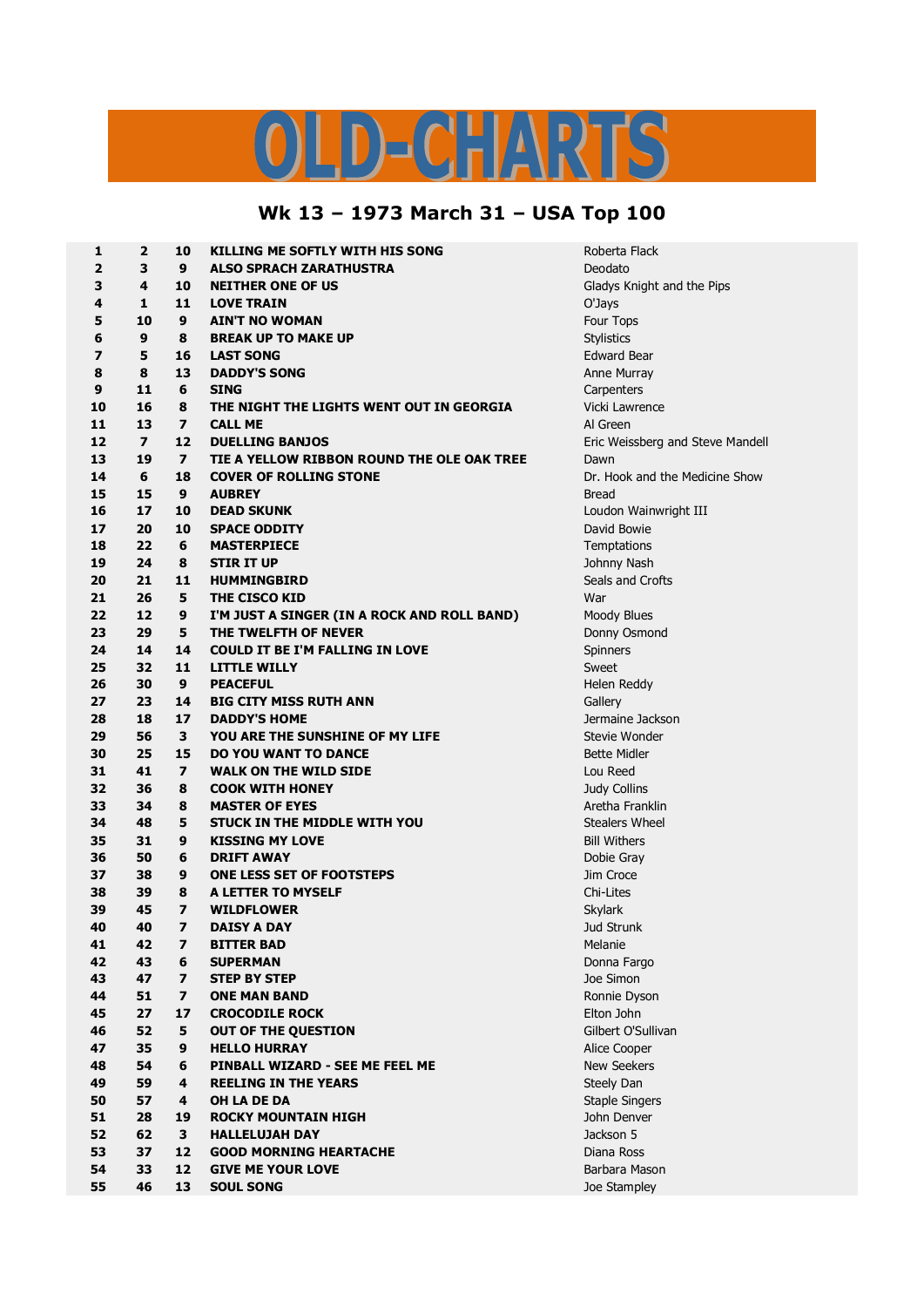# OLD-CHARTS

## Wk 13 – 1973 March 31 – USA Top 100

| | | | | |
|---|---|---|---|---|
| 1 | 2 | 10 | KILLING ME SOFTLY WITH HIS SONG | Roberta Flack |
| 2 | 3 | 9 | ALSO SPRACH ZARATHUSTRA | Deodato |
| 3 | 4 | 10 | NEITHER ONE OF US | Gladys Knight and the Pips |
| 4 | 1 | 11 | LOVE TRAIN | O'Jays |
| 5 | 10 | 9 | AIN'T NO WOMAN | Four Tops |
| 6 | 9 | 8 | BREAK UP TO MAKE UP | Stylistics |
| 7 | 5 | 16 | LAST SONG | Edward Bear |
| 8 | 8 | 13 | DADDY'S SONG | Anne Murray |
| 9 | 11 | 6 | SING | Carpenters |
| 10 | 16 | 8 | THE NIGHT THE LIGHTS WENT OUT IN GEORGIA | Vicki Lawrence |
| 11 | 13 | 7 | CALL ME | Al Green |
| 12 | 7 | 12 | DUELLING BANJOS | Eric Weissberg and Steve Mandell |
| 13 | 19 | 7 | TIE A YELLOW RIBBON ROUND THE OLE OAK TREE | Dawn |
| 14 | 6 | 18 | COVER OF ROLLING STONE | Dr. Hook and the Medicine Show |
| 15 | 15 | 9 | AUBREY | Bread |
| 16 | 17 | 10 | DEAD SKUNK | Loudon Wainwright III |
| 17 | 20 | 10 | SPACE ODDITY | David Bowie |
| 18 | 22 | 6 | MASTERPIECE | Temptations |
| 19 | 24 | 8 | STIR IT UP | Johnny Nash |
| 20 | 21 | 11 | HUMMINGBIRD | Seals and Crofts |
| 21 | 26 | 5 | THE CISCO KID | War |
| 22 | 12 | 9 | I'M JUST A SINGER (IN A ROCK AND ROLL BAND) | Moody Blues |
| 23 | 29 | 5 | THE TWELFTH OF NEVER | Donny Osmond |
| 24 | 14 | 14 | COULD IT BE I'M FALLING IN LOVE | Spinners |
| 25 | 32 | 11 | LITTLE WILLY | Sweet |
| 26 | 30 | 9 | PEACEFUL | Helen Reddy |
| 27 | 23 | 14 | BIG CITY MISS RUTH ANN | Gallery |
| 28 | 18 | 17 | DADDY'S HOME | Jermaine Jackson |
| 29 | 56 | 3 | YOU ARE THE SUNSHINE OF MY LIFE | Stevie Wonder |
| 30 | 25 | 15 | DO YOU WANT TO DANCE | Bette Midler |
| 31 | 41 | 7 | WALK ON THE WILD SIDE | Lou Reed |
| 32 | 36 | 8 | COOK WITH HONEY | Judy Collins |
| 33 | 34 | 8 | MASTER OF EYES | Aretha Franklin |
| 34 | 48 | 5 | STUCK IN THE MIDDLE WITH YOU | Stealers Wheel |
| 35 | 31 | 9 | KISSING MY LOVE | Bill Withers |
| 36 | 50 | 6 | DRIFT AWAY | Dobie Gray |
| 37 | 38 | 9 | ONE LESS SET OF FOOTSTEPS | Jim Croce |
| 38 | 39 | 8 | A LETTER TO MYSELF | Chi-Lites |
| 39 | 45 | 7 | WILDFLOWER | Skylark |
| 40 | 40 | 7 | DAISY A DAY | Jud Strunk |
| 41 | 42 | 7 | BITTER BAD | Melanie |
| 42 | 43 | 6 | SUPERMAN | Donna Fargo |
| 43 | 47 | 7 | STEP BY STEP | Joe Simon |
| 44 | 51 | 7 | ONE MAN BAND | Ronnie Dyson |
| 45 | 27 | 17 | CROCODILE ROCK | Elton John |
| 46 | 52 | 5 | OUT OF THE QUESTION | Gilbert O'Sullivan |
| 47 | 35 | 9 | HELLO HURRAY | Alice Cooper |
| 48 | 54 | 6 | PINBALL WIZARD - SEE ME FEEL ME | New Seekers |
| 49 | 59 | 4 | REELING IN THE YEARS | Steely Dan |
| 50 | 57 | 4 | OH LA DE DA | Staple Singers |
| 51 | 28 | 19 | ROCKY MOUNTAIN HIGH | John Denver |
| 52 | 62 | 3 | HALLELUJAH DAY | Jackson 5 |
| 53 | 37 | 12 | GOOD MORNING HEARTACHE | Diana Ross |
| 54 | 33 | 12 | GIVE ME YOUR LOVE | Barbara Mason |
| 55 | 46 | 13 | SOUL SONG | Joe Stampley |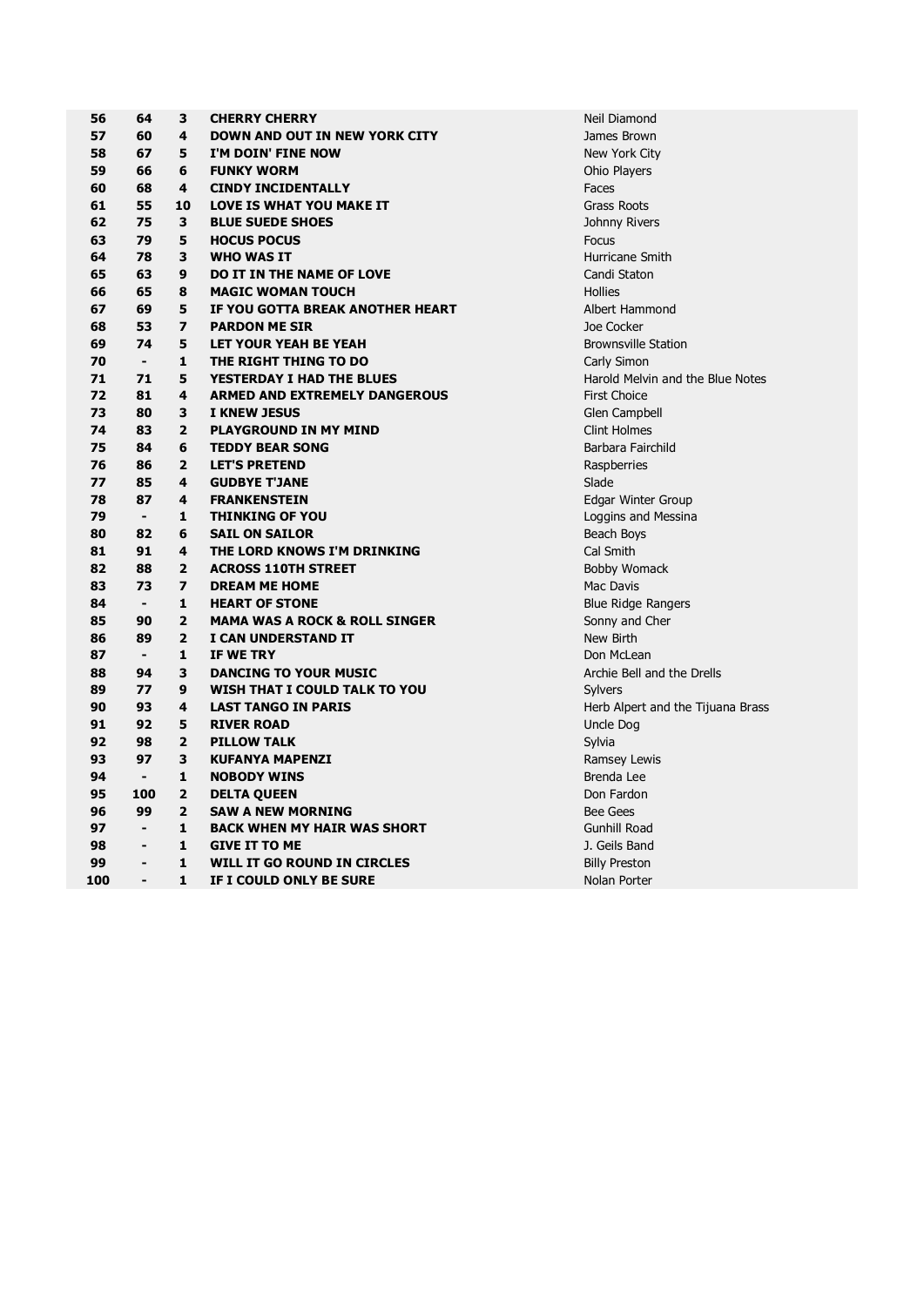| | | | | |
|---|---|---|---|---|
| 56 | 64 | 3 | CHERRY CHERRY | Neil Diamond |
| 57 | 60 | 4 | DOWN AND OUT IN NEW YORK CITY | James Brown |
| 58 | 67 | 5 | I'M DOIN' FINE NOW | New York City |
| 59 | 66 | 6 | FUNKY WORM | Ohio Players |
| 60 | 68 | 4 | CINDY INCIDENTALLY | Faces |
| 61 | 55 | 10 | LOVE IS WHAT YOU MAKE IT | Grass Roots |
| 62 | 75 | 3 | BLUE SUEDE SHOES | Johnny Rivers |
| 63 | 79 | 5 | HOCUS POCUS | Focus |
| 64 | 78 | 3 | WHO WAS IT | Hurricane Smith |
| 65 | 63 | 9 | DO IT IN THE NAME OF LOVE | Candi Staton |
| 66 | 65 | 8 | MAGIC WOMAN TOUCH | Hollies |
| 67 | 69 | 5 | IF YOU GOTTA BREAK ANOTHER HEART | Albert Hammond |
| 68 | 53 | 7 | PARDON ME SIR | Joe Cocker |
| 69 | 74 | 5 | LET YOUR YEAH BE YEAH | Brownsville Station |
| 70 | - | 1 | THE RIGHT THING TO DO | Carly Simon |
| 71 | 71 | 5 | YESTERDAY I HAD THE BLUES | Harold Melvin and the Blue Notes |
| 72 | 81 | 4 | ARMED AND EXTREMELY DANGEROUS | First Choice |
| 73 | 80 | 3 | I KNEW JESUS | Glen Campbell |
| 74 | 83 | 2 | PLAYGROUND IN MY MIND | Clint Holmes |
| 75 | 84 | 6 | TEDDY BEAR SONG | Barbara Fairchild |
| 76 | 86 | 2 | LET'S PRETEND | Raspberries |
| 77 | 85 | 4 | GUDBYE T'JANE | Slade |
| 78 | 87 | 4 | FRANKENSTEIN | Edgar Winter Group |
| 79 | - | 1 | THINKING OF YOU | Loggins and Messina |
| 80 | 82 | 6 | SAIL ON SAILOR | Beach Boys |
| 81 | 91 | 4 | THE LORD KNOWS I'M DRINKING | Cal Smith |
| 82 | 88 | 2 | ACROSS 110TH STREET | Bobby Womack |
| 83 | 73 | 7 | DREAM ME HOME | Mac Davis |
| 84 | - | 1 | HEART OF STONE | Blue Ridge Rangers |
| 85 | 90 | 2 | MAMA WAS A ROCK & ROLL SINGER | Sonny and Cher |
| 86 | 89 | 2 | I CAN UNDERSTAND IT | New Birth |
| 87 | - | 1 | IF WE TRY | Don McLean |
| 88 | 94 | 3 | DANCING TO YOUR MUSIC | Archie Bell and the Drells |
| 89 | 77 | 9 | WISH THAT I COULD TALK TO YOU | Sylvers |
| 90 | 93 | 4 | LAST TANGO IN PARIS | Herb Alpert and the Tijuana Brass |
| 91 | 92 | 5 | RIVER ROAD | Uncle Dog |
| 92 | 98 | 2 | PILLOW TALK | Sylvia |
| 93 | 97 | 3 | KUFANYA MAPENZI | Ramsey Lewis |
| 94 | - | 1 | NOBODY WINS | Brenda Lee |
| 95 | 100 | 2 | DELTA QUEEN | Don Fardon |
| 96 | 99 | 2 | SAW A NEW MORNING | Bee Gees |
| 97 | - | 1 | BACK WHEN MY HAIR WAS SHORT | Gunhill Road |
| 98 | - | 1 | GIVE IT TO ME | J. Geils Band |
| 99 | - | 1 | WILL IT GO ROUND IN CIRCLES | Billy Preston |
| 100 | - | 1 | IF I COULD ONLY BE SURE | Nolan Porter |